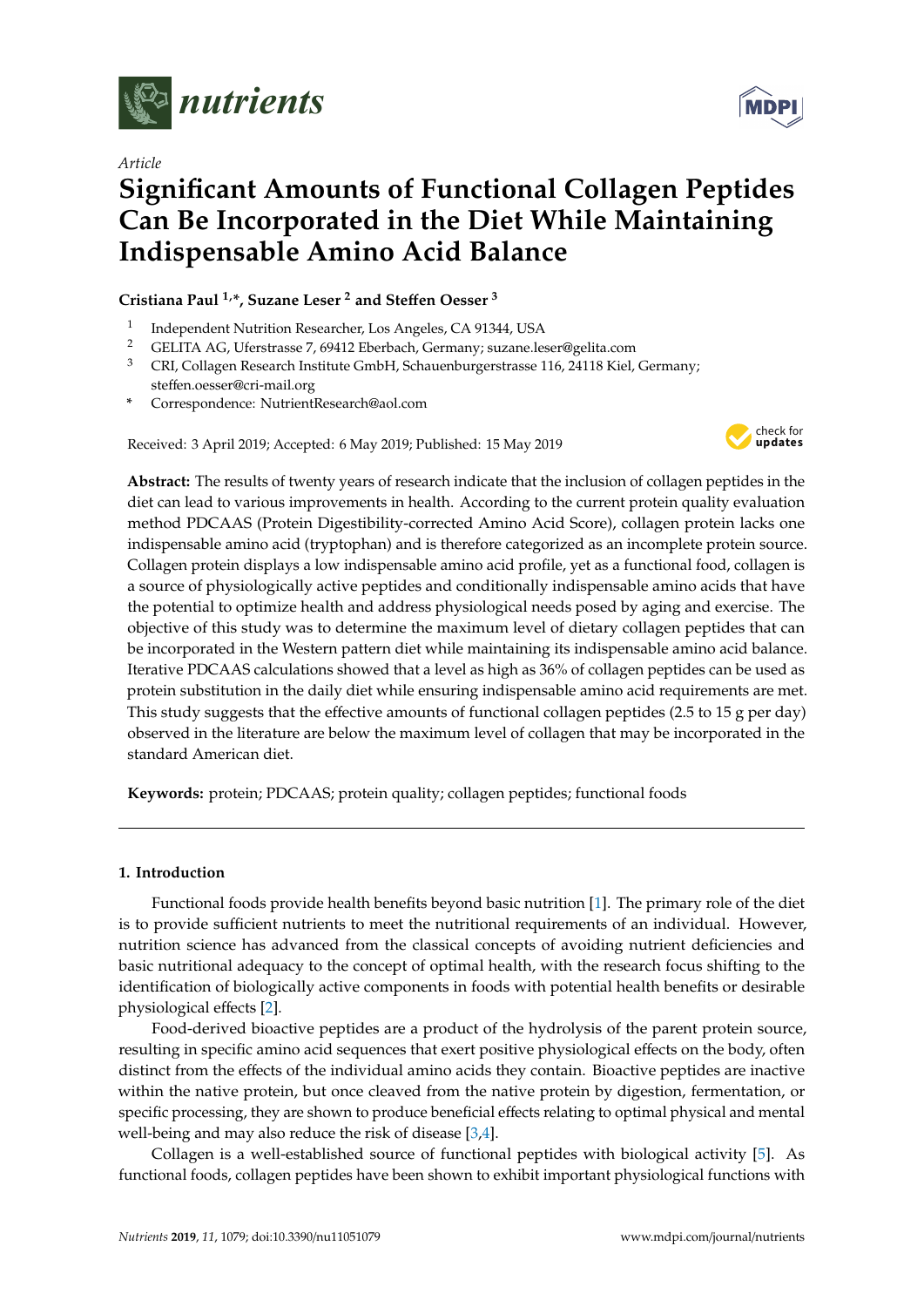*Article*

# Significant Amounts of Functional Collagen Peptides Can Be Incorporated in the Diet While Maintaining Indispensable Amino Acid Balance

**Cristiana Paul [1,*], Suzane Leser [2] and Steffen Oesser [3]**

[1] Independent Nutrition Researcher, Los Angeles, CA 91344, USA
[2] GELITA AG, Uferstrasse 7, 69412 Eberbach, Germany; suzane.leser@gelita.com
[3] CRI, Collagen Research Institute GmbH, Schauenburgerstrasse 116, 24118 Kiel, Germany; steffen.oesser@cri-mail.org
* Correspondence: NutrientResearch@aol.com

Received: 3 April 2019; Accepted: 6 May 2019; Published: 15 May 2019

**Abstract:** The results of twenty years of research indicate that the inclusion of collagen peptides in the diet can lead to various improvements in health. According to the current protein quality evaluation method PDCAAS (Protein Digestibility-corrected Amino Acid Score), collagen protein lacks one indispensable amino acid (tryptophan) and is therefore categorized as an incomplete protein source. Collagen protein displays a low indispensable amino acid profile, yet as a functional food, collagen is a source of physiologically active peptides and conditionally indispensable amino acids that have the potential to optimize health and address physiological needs posed by aging and exercise. The objective of this study was to determine the maximum level of dietary collagen peptides that can be incorporated in the Western pattern diet while maintaining its indispensable amino acid balance. Iterative PDCAAS calculations showed that a level as high as 36% of collagen peptides can be used as protein substitution in the daily diet while ensuring indispensable amino acid requirements are met. This study suggests that the effective amounts of functional collagen peptides (2.5 to 15 g per day) observed in the literature are below the maximum level of collagen that may be incorporated in the standard American diet.

**Keywords:** protein; PDCAAS; protein quality; collagen peptides; functional foods

## 1. Introduction

Functional foods provide health benefits beyond basic nutrition [1]. The primary role of the diet is to provide sufficient nutrients to meet the nutritional requirements of an individual. However, nutrition science has advanced from the classical concepts of avoiding nutrient deficiencies and basic nutritional adequacy to the concept of optimal health, with the research focus shifting to the identification of biologically active components in foods with potential health benefits or desirable physiological effects [2].

Food-derived bioactive peptides are a product of the hydrolysis of the parent protein source, resulting in specific amino acid sequences that exert positive physiological effects on the body, often distinct from the effects of the individual amino acids they contain. Bioactive peptides are inactive within the native protein, but once cleaved from the native protein by digestion, fermentation, or specific processing, they are shown to produce beneficial effects relating to optimal physical and mental well-being and may also reduce the risk of disease [3,4].

Collagen is a well-established source of functional peptides with biological activity [5]. As functional foods, collagen peptides have been shown to exhibit important physiological functions with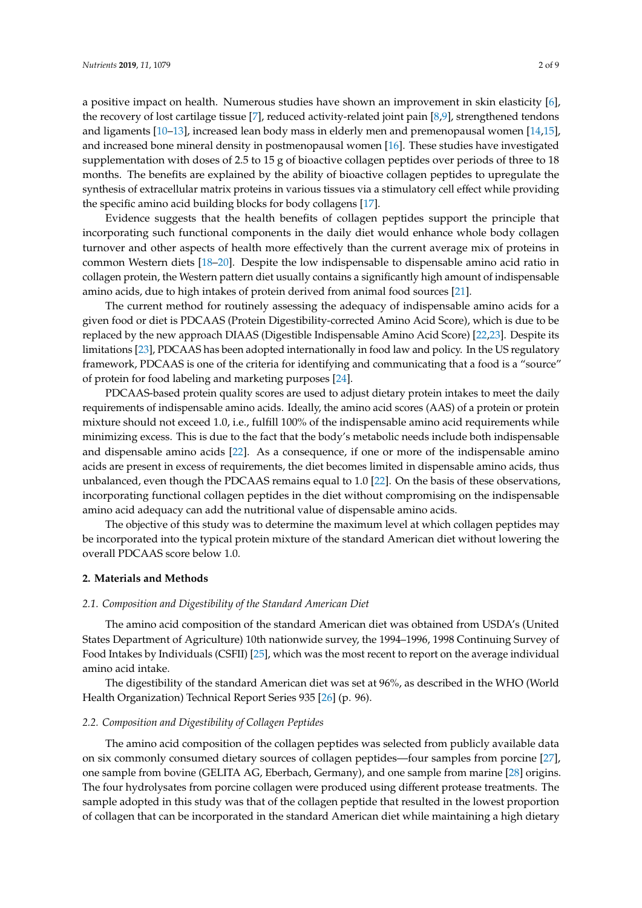a positive impact on health. Numerous studies have shown an improvement in skin elasticity [6], the recovery of lost cartilage tissue [7], reduced activity-related joint pain [8,9], strengthened tendons and ligaments [10–13], increased lean body mass in elderly men and premenopausal women [14,15], and increased bone mineral density in postmenopausal women [16]. These studies have investigated supplementation with doses of 2.5 to 15 g of bioactive collagen peptides over periods of three to 18 months. The benefits are explained by the ability of bioactive collagen peptides to upregulate the synthesis of extracellular matrix proteins in various tissues via a stimulatory cell effect while providing the specific amino acid building blocks for body collagens [17].

Evidence suggests that the health benefits of collagen peptides support the principle that incorporating such functional components in the daily diet would enhance whole body collagen turnover and other aspects of health more effectively than the current average mix of proteins in common Western diets [18–20]. Despite the low indispensable to dispensable amino acid ratio in collagen protein, the Western pattern diet usually contains a significantly high amount of indispensable amino acids, due to high intakes of protein derived from animal food sources [21].

The current method for routinely assessing the adequacy of indispensable amino acids for a given food or diet is PDCAAS (Protein Digestibility-corrected Amino Acid Score), which is due to be replaced by the new approach DIAAS (Digestible Indispensable Amino Acid Score) [22,23]. Despite its limitations [23], PDCAAS has been adopted internationally in food law and policy. In the US regulatory framework, PDCAAS is one of the criteria for identifying and communicating that a food is a "source" of protein for food labeling and marketing purposes [24].

PDCAAS-based protein quality scores are used to adjust dietary protein intakes to meet the daily requirements of indispensable amino acids. Ideally, the amino acid scores (AAS) of a protein or protein mixture should not exceed 1.0, i.e., fulfill 100% of the indispensable amino acid requirements while minimizing excess. This is due to the fact that the body's metabolic needs include both indispensable and dispensable amino acids [22]. As a consequence, if one or more of the indispensable amino acids are present in excess of requirements, the diet becomes limited in dispensable amino acids, thus unbalanced, even though the PDCAAS remains equal to 1.0 [22]. On the basis of these observations, incorporating functional collagen peptides in the diet without compromising on the indispensable amino acid adequacy can add the nutritional value of dispensable amino acids.

The objective of this study was to determine the maximum level at which collagen peptides may be incorporated into the typical protein mixture of the standard American diet without lowering the overall PDCAAS score below 1.0.

## 2. Materials and Methods

### 2.1. Composition and Digestibility of the Standard American Diet

The amino acid composition of the standard American diet was obtained from USDA's (United States Department of Agriculture) 10th nationwide survey, the 1994–1996, 1998 Continuing Survey of Food Intakes by Individuals (CSFII) [25], which was the most recent to report on the average individual amino acid intake.

The digestibility of the standard American diet was set at 96%, as described in the WHO (World Health Organization) Technical Report Series 935 [26] (p. 96).

### 2.2. Composition and Digestibility of Collagen Peptides

The amino acid composition of the collagen peptides was selected from publicly available data on six commonly consumed dietary sources of collagen peptides—four samples from porcine [27], one sample from bovine (GELITA AG, Eberbach, Germany), and one sample from marine [28] origins. The four hydrolysates from porcine collagen were produced using different protease treatments. The sample adopted in this study was that of the collagen peptide that resulted in the lowest proportion of collagen that can be incorporated in the standard American diet while maintaining a high dietary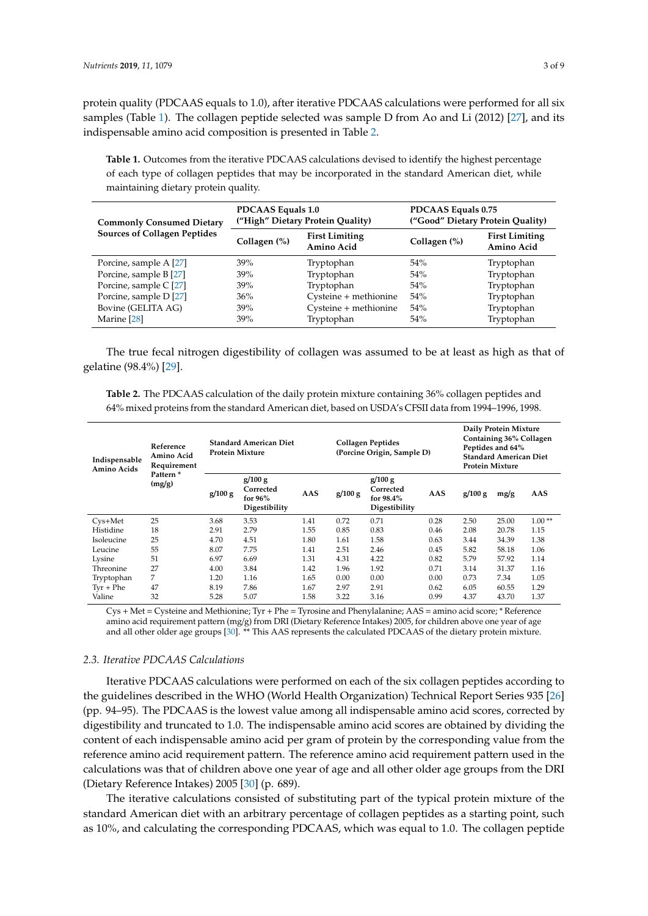protein quality (PDCAAS equals to 1.0), after iterative PDCAAS calculations were performed for all six samples (Table 1). The collagen peptide selected was sample D from Ao and Li (2012) [27], and its indispensable amino acid composition is presented in Table 2.

**Table 1.** Outcomes from the iterative PDCAAS calculations devised to identify the highest percentage of each type of collagen peptides that may be incorporated in the standard American diet, while maintaining dietary protein quality.

| Commonly Consumed Dietary Sources of Collagen Peptides | PDCAAS Equals 1.0 ("High" Dietary Protein Quality) | | PDCAAS Equals 0.75 ("Good" Dietary Protein Quality) | |
|---|---|---|---|---|
| | Collagen (%) | First Limiting Amino Acid | Collagen (%) | First Limiting Amino Acid |
| Porcine, sample A [27] | 39% | Tryptophan | 54% | Tryptophan |
| Porcine, sample B [27] | 39% | Tryptophan | 54% | Tryptophan |
| Porcine, sample C [27] | 39% | Tryptophan | 54% | Tryptophan |
| Porcine, sample D [27] | 36% | Cysteine + methionine | 54% | Tryptophan |
| Bovine (GELITA AG) | 39% | Cysteine + methionine | 54% | Tryptophan |
| Marine [28] | 39% | Tryptophan | 54% | Tryptophan |

The true fecal nitrogen digestibility of collagen was assumed to be at least as high as that of gelatine (98.4%) [29].

**Table 2.** The PDCAAS calculation of the daily protein mixture containing 36% collagen peptides and 64% mixed proteins from the standard American diet, based on USDA's CFSII data from 1994–1996, 1998.

| Indispensable Amino Acids | Reference Amino Acid Requirement Pattern * (mg/g) | Standard American Diet Protein Mixture | | | Collagen Peptides (Porcine Origin, Sample D) | | | Daily Protein Mixture Containing 36% Collagen Peptides and 64% Standard American Diet Protein Mixture | | |
|---|---|---|---|---|---|---|---|---|---|---|
| | | g/100 g | g/100 g Corrected for 96% Digestibility | AAS | g/100 g | g/100 g Corrected for 98.4% Digestibility | AAS | g/100 g | mg/g | AAS |
| Cys+Met | 25 | 3.68 | 3.53 | 1.41 | 0.72 | 0.71 | 0.28 | 2.50 | 25.00 | 1.00 ** |
| Histidine | 18 | 2.91 | 2.79 | 1.55 | 0.85 | 0.83 | 0.46 | 2.08 | 20.78 | 1.15 |
| Isoleucine | 25 | 4.70 | 4.51 | 1.80 | 1.61 | 1.58 | 0.63 | 3.44 | 34.39 | 1.38 |
| Leucine | 55 | 8.07 | 7.75 | 1.41 | 2.51 | 2.46 | 0.45 | 5.82 | 58.18 | 1.06 |
| Lysine | 51 | 6.97 | 6.69 | 1.31 | 4.31 | 4.22 | 0.82 | 5.79 | 57.92 | 1.14 |
| Threonine | 27 | 4.00 | 3.84 | 1.42 | 1.96 | 1.92 | 0.71 | 3.14 | 31.37 | 1.16 |
| Tryptophan | 7 | 1.20 | 1.16 | 1.65 | 0.00 | 0.00 | 0.00 | 0.73 | 7.34 | 1.05 |
| Tyr + Phe | 47 | 8.19 | 7.86 | 1.67 | 2.97 | 2.91 | 0.62 | 6.05 | 60.55 | 1.29 |
| Valine | 32 | 5.28 | 5.07 | 1.58 | 3.22 | 3.16 | 0.99 | 4.37 | 43.70 | 1.37 |

Cys + Met = Cysteine and Methionine; Tyr + Phe = Tyrosine and Phenylalanine; AAS = amino acid score; * Reference amino acid requirement pattern (mg/g) from DRI (Dietary Reference Intakes) 2005, for children above one year of age and all other older age groups [30]. ** This AAS represents the calculated PDCAAS of the dietary protein mixture.

### 2.3. Iterative PDCAAS Calculations

Iterative PDCAAS calculations were performed on each of the six collagen peptides according to the guidelines described in the WHO (World Health Organization) Technical Report Series 935 [26] (pp. 94–95). The PDCAAS is the lowest value among all indispensable amino acid scores, corrected by digestibility and truncated to 1.0. The indispensable amino acid scores are obtained by dividing the content of each indispensable amino acid per gram of protein by the corresponding value from the reference amino acid requirement pattern. The reference amino acid requirement pattern used in the calculations was that of children above one year of age and all other older age groups from the DRI (Dietary Reference Intakes) 2005 [30] (p. 689).

The iterative calculations consisted of substituting part of the typical protein mixture of the standard American diet with an arbitrary percentage of collagen peptides as a starting point, such as 10%, and calculating the corresponding PDCAAS, which was equal to 1.0. The collagen peptide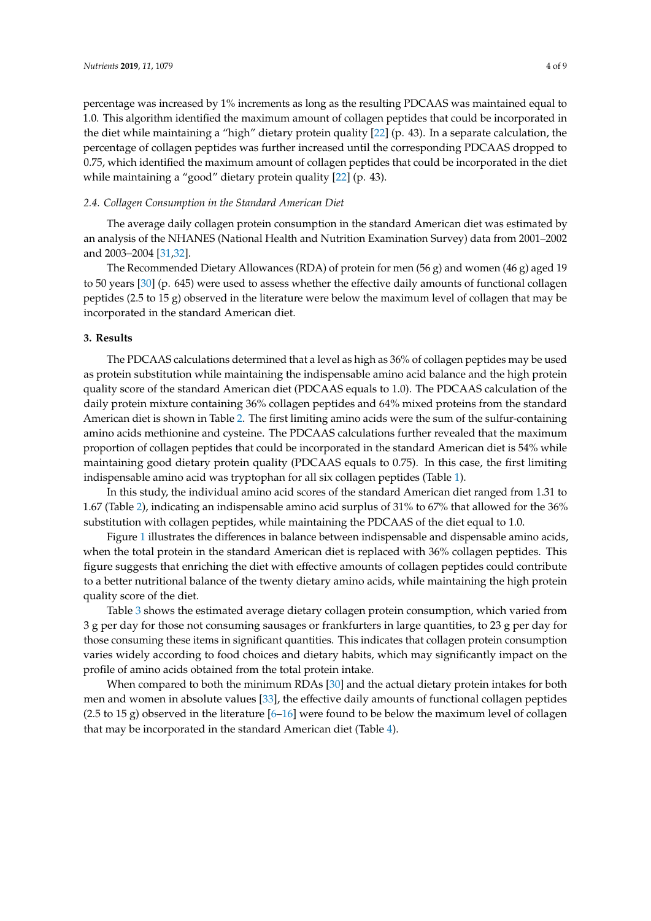percentage was increased by 1% increments as long as the resulting PDCAAS was maintained equal to 1.0. This algorithm identified the maximum amount of collagen peptides that could be incorporated in the diet while maintaining a "high" dietary protein quality [22] (p. 43). In a separate calculation, the percentage of collagen peptides was further increased until the corresponding PDCAAS dropped to 0.75, which identified the maximum amount of collagen peptides that could be incorporated in the diet while maintaining a "good" dietary protein quality [22] (p. 43).

### *2.4. Collagen Consumption in the Standard American Diet*

The average daily collagen protein consumption in the standard American diet was estimated by an analysis of the NHANES (National Health and Nutrition Examination Survey) data from 2001–2002 and 2003–2004 [31,32].

The Recommended Dietary Allowances (RDA) of protein for men (56 g) and women (46 g) aged 19 to 50 years [30] (p. 645) were used to assess whether the effective daily amounts of functional collagen peptides (2.5 to 15 g) observed in the literature were below the maximum level of collagen that may be incorporated in the standard American diet.

## **3. Results**

The PDCAAS calculations determined that a level as high as 36% of collagen peptides may be used as protein substitution while maintaining the indispensable amino acid balance and the high protein quality score of the standard American diet (PDCAAS equals to 1.0). The PDCAAS calculation of the daily protein mixture containing 36% collagen peptides and 64% mixed proteins from the standard American diet is shown in Table 2. The first limiting amino acids were the sum of the sulfur-containing amino acids methionine and cysteine. The PDCAAS calculations further revealed that the maximum proportion of collagen peptides that could be incorporated in the standard American diet is 54% while maintaining good dietary protein quality (PDCAAS equals to 0.75). In this case, the first limiting indispensable amino acid was tryptophan for all six collagen peptides (Table 1).

In this study, the individual amino acid scores of the standard American diet ranged from 1.31 to 1.67 (Table 2), indicating an indispensable amino acid surplus of 31% to 67% that allowed for the 36% substitution with collagen peptides, while maintaining the PDCAAS of the diet equal to 1.0.

Figure 1 illustrates the differences in balance between indispensable and dispensable amino acids, when the total protein in the standard American diet is replaced with 36% collagen peptides. This figure suggests that enriching the diet with effective amounts of collagen peptides could contribute to a better nutritional balance of the twenty dietary amino acids, while maintaining the high protein quality score of the diet.

Table 3 shows the estimated average dietary collagen protein consumption, which varied from 3 g per day for those not consuming sausages or frankfurters in large quantities, to 23 g per day for those consuming these items in significant quantities. This indicates that collagen protein consumption varies widely according to food choices and dietary habits, which may significantly impact on the profile of amino acids obtained from the total protein intake.

When compared to both the minimum RDAs [30] and the actual dietary protein intakes for both men and women in absolute values [33], the effective daily amounts of functional collagen peptides (2.5 to 15 g) observed in the literature [6–16] were found to be below the maximum level of collagen that may be incorporated in the standard American diet (Table 4).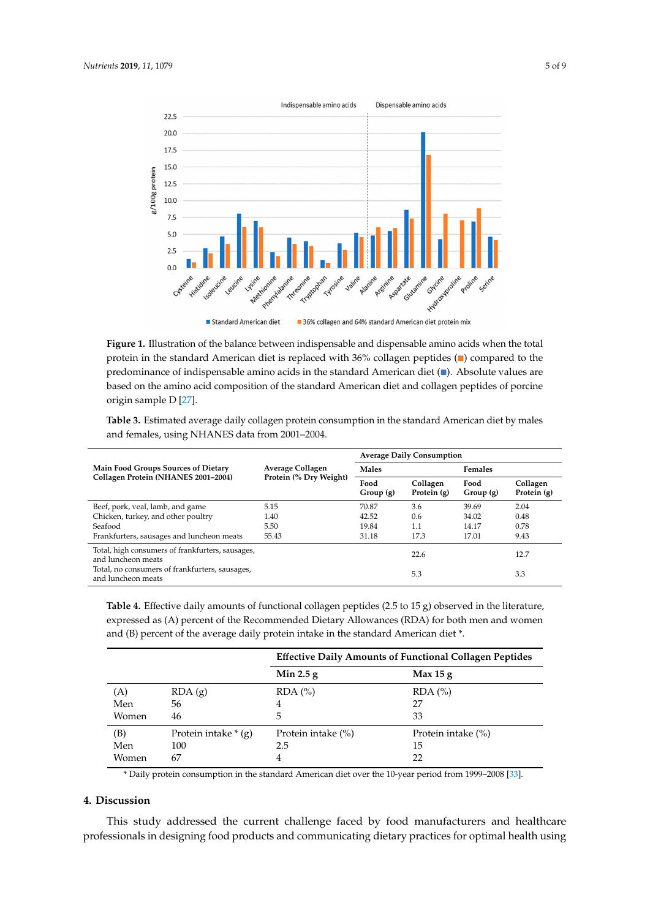**Figure 1.** Illustration of the balance between indispensable and dispensable amino acids when the total protein in the standard American diet is replaced with 36% collagen peptides (■) compared to the predominance of indispensable amino acids in the standard American diet (■). Absolute values are based on the amino acid composition of the standard American diet and collagen peptides of porcine origin sample D [27].

**Table 3.** Estimated average daily collagen protein consumption in the standard American diet by males and females, using NHANES data from 2001–2004.

| Main Food Groups Sources of Dietary Collagen Protein (NHANES 2001–2004) | Average Collagen Protein (% Dry Weight) | Average Daily Consumption | | | |
|---|---|---|---|---|---|
| | | Males | | Females | |
| | | Food Group (g) | Collagen Protein (g) | Food Group (g) | Collagen Protein (g) |
| Beef, pork, veal, lamb, and game | 5.15 | 70.87 | 3.6 | 39.69 | 2.04 |
| Chicken, turkey, and other poultry | 1.40 | 42.52 | 0.6 | 34.02 | 0.48 |
| Seafood | 5.50 | 19.84 | 1.1 | 14.17 | 0.78 |
| Frankfurters, sausages and luncheon meats | 55.43 | 31.18 | 17.3 | 17.01 | 9.43 |
| Total, high consumers of frankfurters, sausages, and luncheon meats | | | 22.6 | | 12.7 |
| Total, no consumers of frankfurters, sausages, and luncheon meats | | | 5.3 | | 3.3 |

**Table 4.** Effective daily amounts of functional collagen peptides (2.5 to 15 g) observed in the literature, expressed as (A) percent of the Recommended Dietary Allowances (RDA) for both men and women and (B) percent of the average daily protein intake in the standard American diet *.

| | | Effective Daily Amounts of Functional Collagen Peptides | |
|---|---|---|---|
| | | **Min 2.5 g** | **Max 15 g** |
| (A) | RDA (g) | RDA (%) | RDA (%) |
| Men | 56 | 4 | 27 |
| Women | 46 | 5 | 33 |
| (B) | Protein intake * (g) | Protein intake (%) | Protein intake (%) |
| Men | 100 | 2.5 | 15 |
| Women | 67 | 4 | 22 |

* Daily protein consumption in the standard American diet over the 10-year period from 1999–2008 [33].

## 4. Discussion

This study addressed the current challenge faced by food manufacturers and healthcare professionals in designing food products and communicating dietary practices for optimal health using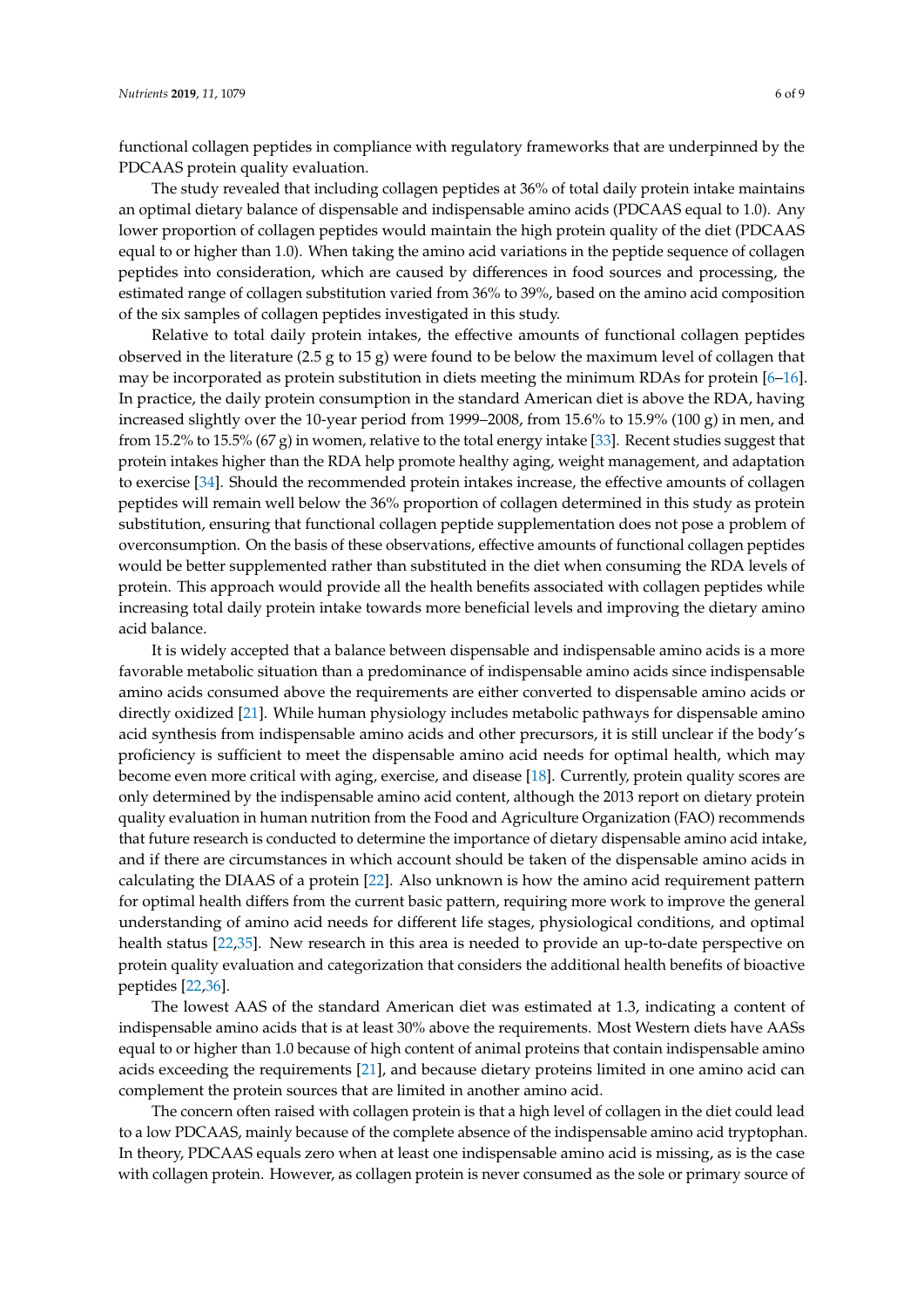functional collagen peptides in compliance with regulatory frameworks that are underpinned by the PDCAAS protein quality evaluation.

The study revealed that including collagen peptides at 36% of total daily protein intake maintains an optimal dietary balance of dispensable and indispensable amino acids (PDCAAS equal to 1.0). Any lower proportion of collagen peptides would maintain the high protein quality of the diet (PDCAAS equal to or higher than 1.0). When taking the amino acid variations in the peptide sequence of collagen peptides into consideration, which are caused by differences in food sources and processing, the estimated range of collagen substitution varied from 36% to 39%, based on the amino acid composition of the six samples of collagen peptides investigated in this study.

Relative to total daily protein intakes, the effective amounts of functional collagen peptides observed in the literature (2.5 g to 15 g) were found to be below the maximum level of collagen that may be incorporated as protein substitution in diets meeting the minimum RDAs for protein [6–16]. In practice, the daily protein consumption in the standard American diet is above the RDA, having increased slightly over the 10-year period from 1999–2008, from 15.6% to 15.9% (100 g) in men, and from 15.2% to 15.5% (67 g) in women, relative to the total energy intake [33]. Recent studies suggest that protein intakes higher than the RDA help promote healthy aging, weight management, and adaptation to exercise [34]. Should the recommended protein intakes increase, the effective amounts of collagen peptides will remain well below the 36% proportion of collagen determined in this study as protein substitution, ensuring that functional collagen peptide supplementation does not pose a problem of overconsumption. On the basis of these observations, effective amounts of functional collagen peptides would be better supplemented rather than substituted in the diet when consuming the RDA levels of protein. This approach would provide all the health benefits associated with collagen peptides while increasing total daily protein intake towards more beneficial levels and improving the dietary amino acid balance.

It is widely accepted that a balance between dispensable and indispensable amino acids is a more favorable metabolic situation than a predominance of indispensable amino acids since indispensable amino acids consumed above the requirements are either converted to dispensable amino acids or directly oxidized [21]. While human physiology includes metabolic pathways for dispensable amino acid synthesis from indispensable amino acids and other precursors, it is still unclear if the body's proficiency is sufficient to meet the dispensable amino acid needs for optimal health, which may become even more critical with aging, exercise, and disease [18]. Currently, protein quality scores are only determined by the indispensable amino acid content, although the 2013 report on dietary protein quality evaluation in human nutrition from the Food and Agriculture Organization (FAO) recommends that future research is conducted to determine the importance of dietary dispensable amino acid intake, and if there are circumstances in which account should be taken of the dispensable amino acids in calculating the DIAAS of a protein [22]. Also unknown is how the amino acid requirement pattern for optimal health differs from the current basic pattern, requiring more work to improve the general understanding of amino acid needs for different life stages, physiological conditions, and optimal health status [22,35]. New research in this area is needed to provide an up-to-date perspective on protein quality evaluation and categorization that considers the additional health benefits of bioactive peptides [22,36].

The lowest AAS of the standard American diet was estimated at 1.3, indicating a content of indispensable amino acids that is at least 30% above the requirements. Most Western diets have AASs equal to or higher than 1.0 because of high content of animal proteins that contain indispensable amino acids exceeding the requirements [21], and because dietary proteins limited in one amino acid can complement the protein sources that are limited in another amino acid.

The concern often raised with collagen protein is that a high level of collagen in the diet could lead to a low PDCAAS, mainly because of the complete absence of the indispensable amino acid tryptophan. In theory, PDCAAS equals zero when at least one indispensable amino acid is missing, as is the case with collagen protein. However, as collagen protein is never consumed as the sole or primary source of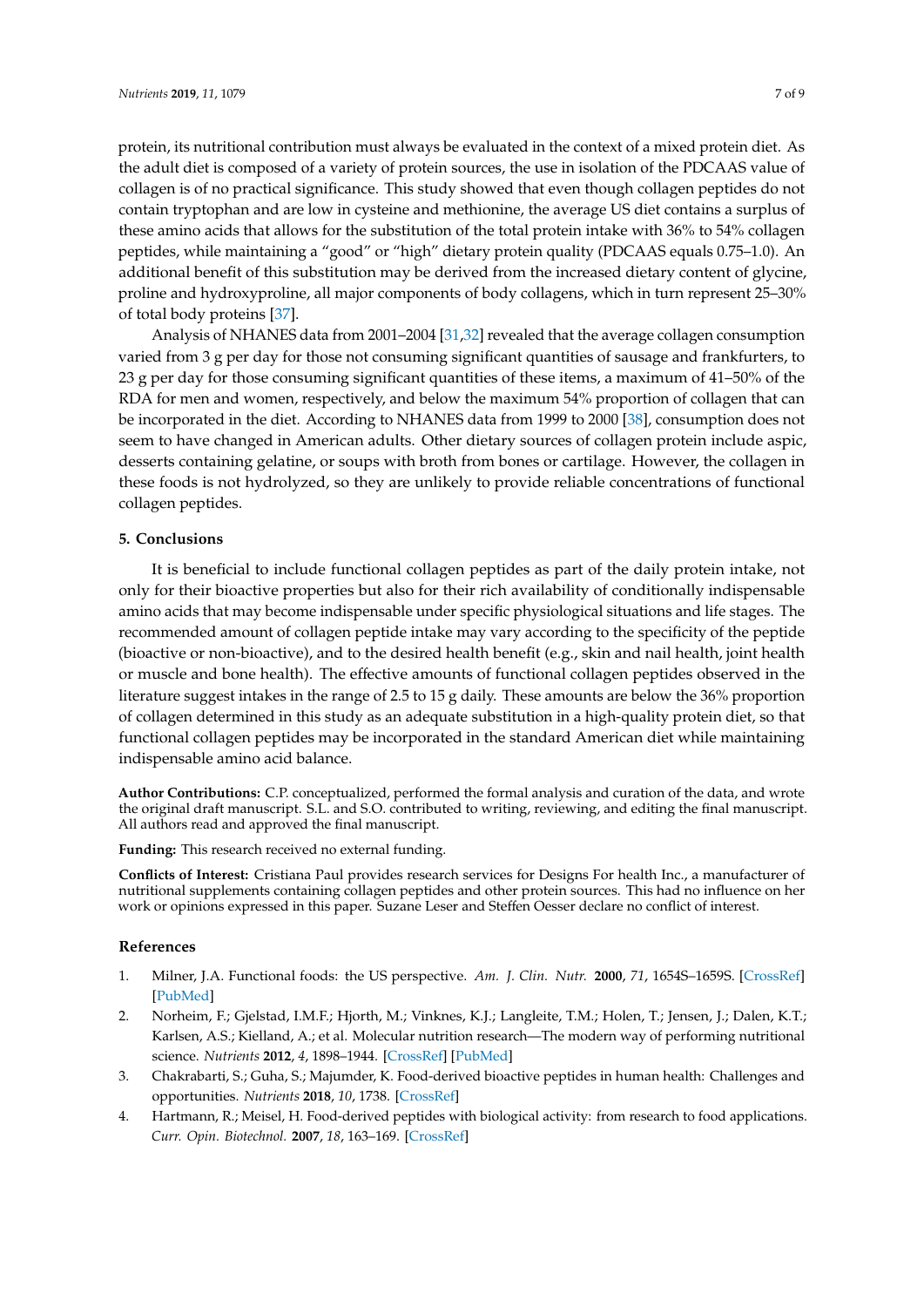protein, its nutritional contribution must always be evaluated in the context of a mixed protein diet. As the adult diet is composed of a variety of protein sources, the use in isolation of the PDCAAS value of collagen is of no practical significance. This study showed that even though collagen peptides do not contain tryptophan and are low in cysteine and methionine, the average US diet contains a surplus of these amino acids that allows for the substitution of the total protein intake with 36% to 54% collagen peptides, while maintaining a "good" or "high" dietary protein quality (PDCAAS equals 0.75–1.0). An additional benefit of this substitution may be derived from the increased dietary content of glycine, proline and hydroxyproline, all major components of body collagens, which in turn represent 25–30% of total body proteins [37].

Analysis of NHANES data from 2001–2004 [31,32] revealed that the average collagen consumption varied from 3 g per day for those not consuming significant quantities of sausage and frankfurters, to 23 g per day for those consuming significant quantities of these items, a maximum of 41–50% of the RDA for men and women, respectively, and below the maximum 54% proportion of collagen that can be incorporated in the diet. According to NHANES data from 1999 to 2000 [38], consumption does not seem to have changed in American adults. Other dietary sources of collagen protein include aspic, desserts containing gelatine, or soups with broth from bones or cartilage. However, the collagen in these foods is not hydrolyzed, so they are unlikely to provide reliable concentrations of functional collagen peptides.

## 5. Conclusions

It is beneficial to include functional collagen peptides as part of the daily protein intake, not only for their bioactive properties but also for their rich availability of conditionally indispensable amino acids that may become indispensable under specific physiological situations and life stages. The recommended amount of collagen peptide intake may vary according to the specificity of the peptide (bioactive or non-bioactive), and to the desired health benefit (e.g., skin and nail health, joint health or muscle and bone health). The effective amounts of functional collagen peptides observed in the literature suggest intakes in the range of 2.5 to 15 g daily. These amounts are below the 36% proportion of collagen determined in this study as an adequate substitution in a high-quality protein diet, so that functional collagen peptides may be incorporated in the standard American diet while maintaining indispensable amino acid balance.

**Author Contributions:** C.P. conceptualized, performed the formal analysis and curation of the data, and wrote the original draft manuscript. S.L. and S.O. contributed to writing, reviewing, and editing the final manuscript. All authors read and approved the final manuscript.

**Funding:** This research received no external funding.

**Conflicts of Interest:** Cristiana Paul provides research services for Designs For health Inc., a manufacturer of nutritional supplements containing collagen peptides and other protein sources. This had no influence on her work or opinions expressed in this paper. Suzane Leser and Steffen Oesser declare no conflict of interest.

## References

1. Milner, J.A. Functional foods: the US perspective. *Am. J. Clin. Nutr.* **2000**, *71*, 1654S–1659S. [CrossRef] [PubMed]
2. Norheim, F.; Gjelstad, I.M.F.; Hjorth, M.; Vinknes, K.J.; Langleite, T.M.; Holen, T.; Jensen, J.; Dalen, K.T.; Karlsen, A.S.; Kielland, A.; et al. Molecular nutrition research—The modern way of performing nutritional science. *Nutrients* **2012**, *4*, 1898–1944. [CrossRef] [PubMed]
3. Chakrabarti, S.; Guha, S.; Majumder, K. Food-derived bioactive peptides in human health: Challenges and opportunities. *Nutrients* **2018**, *10*, 1738. [CrossRef]
4. Hartmann, R.; Meisel, H. Food-derived peptides with biological activity: from research to food applications. *Curr. Opin. Biotechnol.* **2007**, *18*, 163–169. [CrossRef]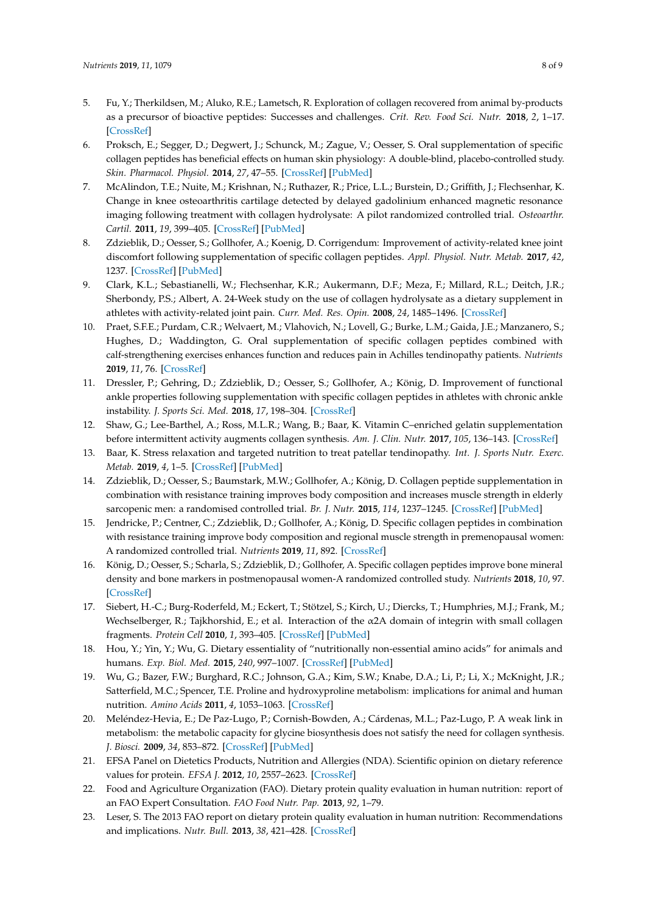5. Fu, Y.; Therkildsen, M.; Aluko, R.E.; Lametsch, R. Exploration of collagen recovered from animal by-products as a precursor of bioactive peptides: Successes and challenges. *Crit. Rev. Food Sci. Nutr.* **2018**, *2*, 1–17. [CrossRef]
6. Proksch, E.; Segger, D.; Degwert, J.; Schunck, M.; Zague, V.; Oesser, S. Oral supplementation of specific collagen peptides has beneficial effects on human skin physiology: A double-blind, placebo-controlled study. *Skin. Pharmacol. Physiol.* **2014**, *27*, 47–55. [CrossRef] [PubMed]
7. McAlindon, T.E.; Nuite, M.; Krishnan, N.; Ruthazer, R.; Price, L.L.; Burstein, D.; Griffith, J.; Flechsenhar, K. Change in knee osteoarthritis cartilage detected by delayed gadolinium enhanced magnetic resonance imaging following treatment with collagen hydrolysate: A pilot randomized controlled trial. *Osteoarthr. Cartil.* **2011**, *19*, 399–405. [CrossRef] [PubMed]
8. Zdzieblik, D.; Oesser, S.; Gollhofer, A.; Koenig, D. Corrigendum: Improvement of activity-related knee joint discomfort following supplementation of specific collagen peptides. *Appl. Physiol. Nutr. Metab.* **2017**, *42*, 1237. [CrossRef] [PubMed]
9. Clark, K.L.; Sebastianelli, W.; Flechsenhar, K.R.; Aukermann, D.F.; Meza, F.; Millard, R.L.; Deitch, J.R.; Sherbondy, P.S.; Albert, A. 24-Week study on the use of collagen hydrolysate as a dietary supplement in athletes with activity-related joint pain. *Curr. Med. Res. Opin.* **2008**, *24*, 1485–1496. [CrossRef]
10. Praet, S.F.E.; Purdam, C.R.; Welvaert, M.; Vlahovich, N.; Lovell, G.; Burke, L.M.; Gaida, J.E.; Manzanero, S.; Hughes, D.; Waddington, G. Oral supplementation of specific collagen peptides combined with calf-strengthening exercises enhances function and reduces pain in Achilles tendinopathy patients. *Nutrients* **2019**, *11*, 76. [CrossRef]
11. Dressler, P.; Gehring, D.; Zdzieblik, D.; Oesser, S.; Gollhofer, A.; König, D. Improvement of functional ankle properties following supplementation with specific collagen peptides in athletes with chronic ankle instability. *J. Sports Sci. Med.* **2018**, *17*, 198–304. [CrossRef]
12. Shaw, G.; Lee-Barthel, A.; Ross, M.L.R.; Wang, B.; Baar, K. Vitamin C–enriched gelatin supplementation before intermittent activity augments collagen synthesis. *Am. J. Clin. Nutr.* **2017**, *105*, 136–143. [CrossRef]
13. Baar, K. Stress relaxation and targeted nutrition to treat patellar tendinopathy. *Int. J. Sports Nutr. Exerc. Metab.* **2019**, *4*, 1–5. [CrossRef] [PubMed]
14. Zdzieblik, D.; Oesser, S.; Baumstark, M.W.; Gollhofer, A.; König, D. Collagen peptide supplementation in combination with resistance training improves body composition and increases muscle strength in elderly sarcopenic men: a randomised controlled trial. *Br. J. Nutr.* **2015**, *114*, 1237–1245. [CrossRef] [PubMed]
15. Jendricke, P.; Centner, C.; Zdzieblik, D.; Gollhofer, A.; König, D. Specific collagen peptides in combination with resistance training improve body composition and regional muscle strength in premenopausal women: A randomized controlled trial. *Nutrients* **2019**, *11*, 892. [CrossRef]
16. König, D.; Oesser, S.; Scharla, S.; Zdzieblik, D.; Gollhofer, A. Specific collagen peptides improve bone mineral density and bone markers in postmenopausal women-A randomized controlled study. *Nutrients* **2018**, *10*, 97. [CrossRef]
17. Siebert, H.-C.; Burg-Roderfeld, M.; Eckert, T.; Stötzel, S.; Kirch, U.; Diercks, T.; Humphries, M.J.; Frank, M.; Wechselberger, R.; Tajkhorshid, E.; et al. Interaction of the α2A domain of integrin with small collagen fragments. *Protein Cell* **2010**, *1*, 393–405. [CrossRef] [PubMed]
18. Hou, Y.; Yin, Y.; Wu, G. Dietary essentiality of "nutritionally non-essential amino acids" for animals and humans. *Exp. Biol. Med.* **2015**, *240*, 997–1007. [CrossRef] [PubMed]
19. Wu, G.; Bazer, F.W.; Burghard, R.C.; Johnson, G.A.; Kim, S.W.; Knabe, D.A.; Li, P.; Li, X.; McKnight, J.R.; Satterfield, M.C.; Spencer, T.E. Proline and hydroxyproline metabolism: implications for animal and human nutrition. *Amino Acids* **2011**, *4*, 1053–1063. [CrossRef]
20. Meléndez-Hevia, E.; De Paz-Lugo, P.; Cornish-Bowden, A.; Cárdenas, M.L.; Paz-Lugo, P. A weak link in metabolism: the metabolic capacity for glycine biosynthesis does not satisfy the need for collagen synthesis. *J. Biosci.* **2009**, *34*, 853–872. [CrossRef] [PubMed]
21. EFSA Panel on Dietetics Products, Nutrition and Allergies (NDA). Scientific opinion on dietary reference values for protein. *EFSA J.* **2012**, *10*, 2557–2623. [CrossRef]
22. Food and Agriculture Organization (FAO). Dietary protein quality evaluation in human nutrition: report of an FAO Expert Consultation. *FAO Food Nutr. Pap.* **2013**, *92*, 1–79.
23. Leser, S. The 2013 FAO report on dietary protein quality evaluation in human nutrition: Recommendations and implications. *Nutr. Bull.* **2013**, *38*, 421–428. [CrossRef]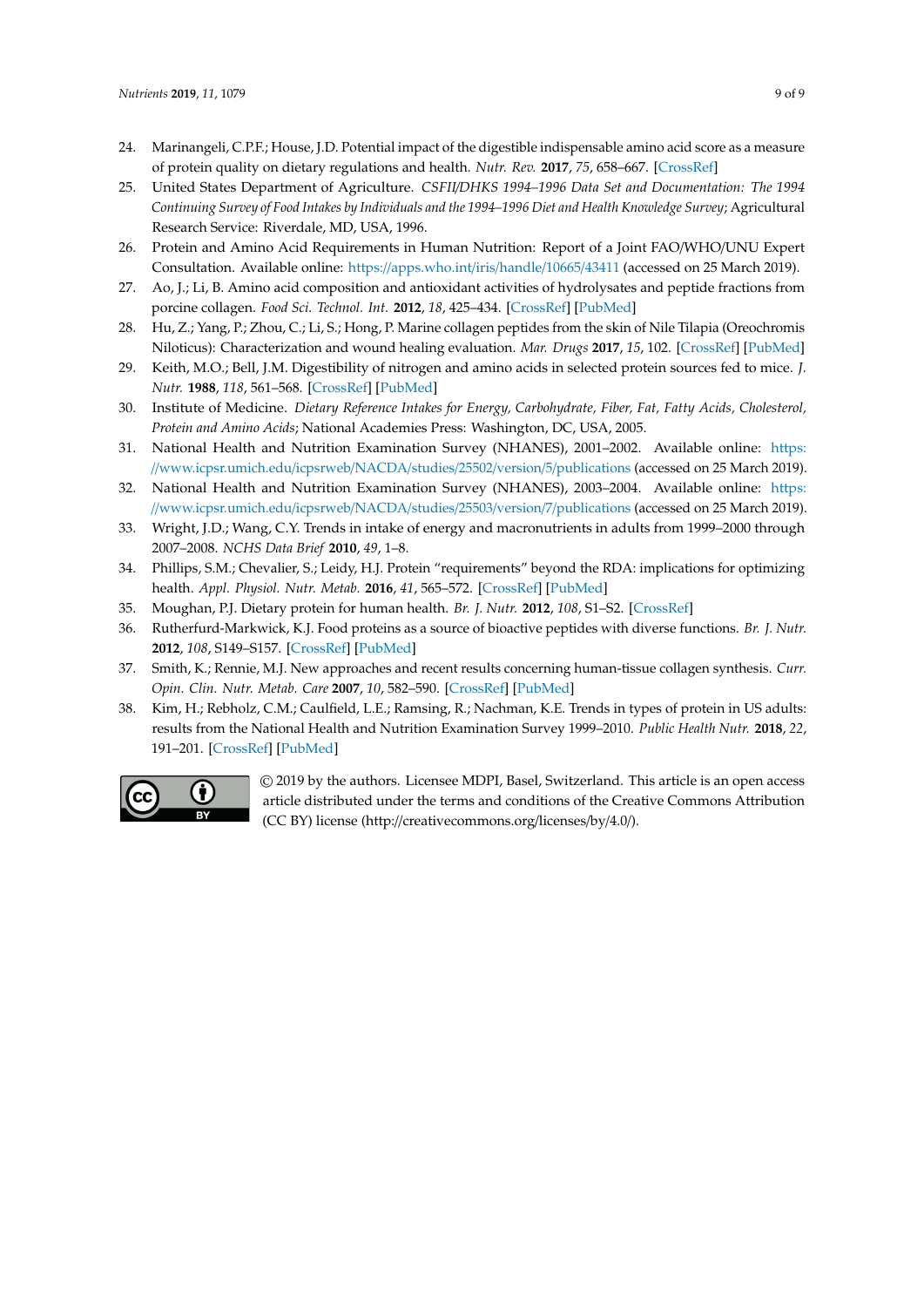24. Marinangeli, C.P.F.; House, J.D. Potential impact of the digestible indispensable amino acid score as a measure of protein quality on dietary regulations and health. *Nutr. Rev.* **2017**, *75*, 658–667. [CrossRef]
25. United States Department of Agriculture. *CSFII/DHKS 1994–1996 Data Set and Documentation: The 1994 Continuing Survey of Food Intakes by Individuals and the 1994–1996 Diet and Health Knowledge Survey*; Agricultural Research Service: Riverdale, MD, USA, 1996.
26. Protein and Amino Acid Requirements in Human Nutrition: Report of a Joint FAO/WHO/UNU Expert Consultation. Available online: https://apps.who.int/iris/handle/10665/43411 (accessed on 25 March 2019).
27. Ao, J.; Li, B. Amino acid composition and antioxidant activities of hydrolysates and peptide fractions from porcine collagen. *Food Sci. Technol. Int.* **2012**, *18*, 425–434. [CrossRef] [PubMed]
28. Hu, Z.; Yang, P.; Zhou, C.; Li, S.; Hong, P. Marine collagen peptides from the skin of Nile Tilapia (Oreochromis Niloticus): Characterization and wound healing evaluation. *Mar. Drugs* **2017**, *15*, 102. [CrossRef] [PubMed]
29. Keith, M.O.; Bell, J.M. Digestibility of nitrogen and amino acids in selected protein sources fed to mice. *J. Nutr.* **1988**, *118*, 561–568. [CrossRef] [PubMed]
30. Institute of Medicine. *Dietary Reference Intakes for Energy, Carbohydrate, Fiber, Fat, Fatty Acids, Cholesterol, Protein and Amino Acids*; National Academies Press: Washington, DC, USA, 2005.
31. National Health and Nutrition Examination Survey (NHANES), 2001–2002. Available online: https://www.icpsr.umich.edu/icpsrweb/NACDA/studies/25502/version/5/publications (accessed on 25 March 2019).
32. National Health and Nutrition Examination Survey (NHANES), 2003–2004. Available online: https://www.icpsr.umich.edu/icpsrweb/NACDA/studies/25503/version/7/publications (accessed on 25 March 2019).
33. Wright, J.D.; Wang, C.Y. Trends in intake of energy and macronutrients in adults from 1999–2000 through 2007–2008. *NCHS Data Brief* **2010**, *49*, 1–8.
34. Phillips, S.M.; Chevalier, S.; Leidy, H.J. Protein “requirements” beyond the RDA: implications for optimizing health. *Appl. Physiol. Nutr. Metab.* **2016**, *41*, 565–572. [CrossRef] [PubMed]
35. Moughan, P.J. Dietary protein for human health. *Br. J. Nutr.* **2012**, *108*, S1–S2. [CrossRef]
36. Rutherfurd-Markwick, K.J. Food proteins as a source of bioactive peptides with diverse functions. *Br. J. Nutr.* **2012**, *108*, S149–S157. [CrossRef] [PubMed]
37. Smith, K.; Rennie, M.J. New approaches and recent results concerning human-tissue collagen synthesis. *Curr. Opin. Clin. Nutr. Metab. Care* **2007**, *10*, 582–590. [CrossRef] [PubMed]
38. Kim, H.; Rebholz, C.M.; Caulfield, L.E.; Ramsing, R.; Nachman, K.E. Trends in types of protein in US adults: results from the National Health and Nutrition Examination Survey 1999–2010. *Public Health Nutr.* **2018**, *22*, 191–201. [CrossRef] [PubMed]

© 2019 by the authors. Licensee MDPI, Basel, Switzerland. This article is an open access article distributed under the terms and conditions of the Creative Commons Attribution (CC BY) license (http://creativecommons.org/licenses/by/4.0/).